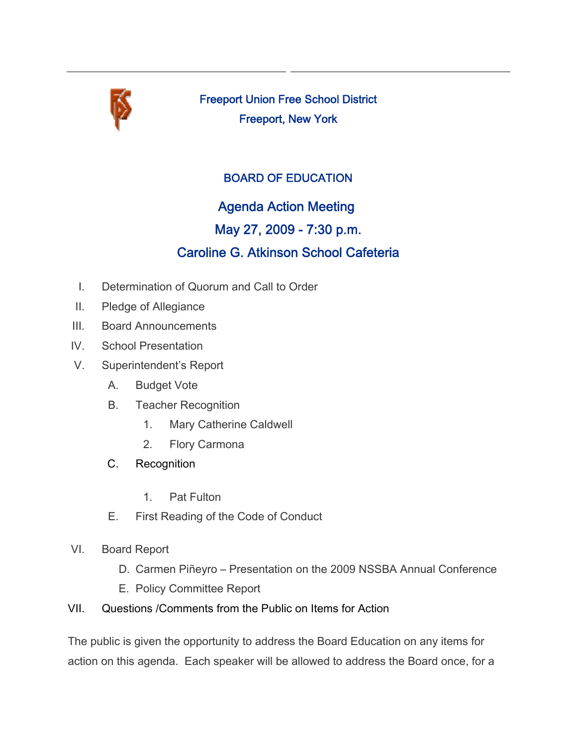Freeport Union Free School District

Freeport, New York

## BOARD OF EDUCATION

## Agenda Action Meeting

## May 27, 2009 - 7:30 p.m.

## Caroline G. Atkinson School Cafeteria

I. Determination of Quorum and Call to Order

II. Pledge of Allegiance

III. Board Announcements

IV. School Presentation

V. Superintendent's Report

  A. Budget Vote

  B. Teacher Recognition

    1. Mary Catherine Caldwell

    2. Flory Carmona

  C. Recognition

    1. Pat Fulton

  E. First Reading of the Code of Conduct

VI. Board Report

  D. Carmen Piñeyro – Presentation on the 2009 NSSBA Annual Conference

  E. Policy Committee Report

VII. Questions /Comments from the Public on Items for Action

The public is given the opportunity to address the Board Education on any items for action on this agenda. Each speaker will be allowed to address the Board once, for a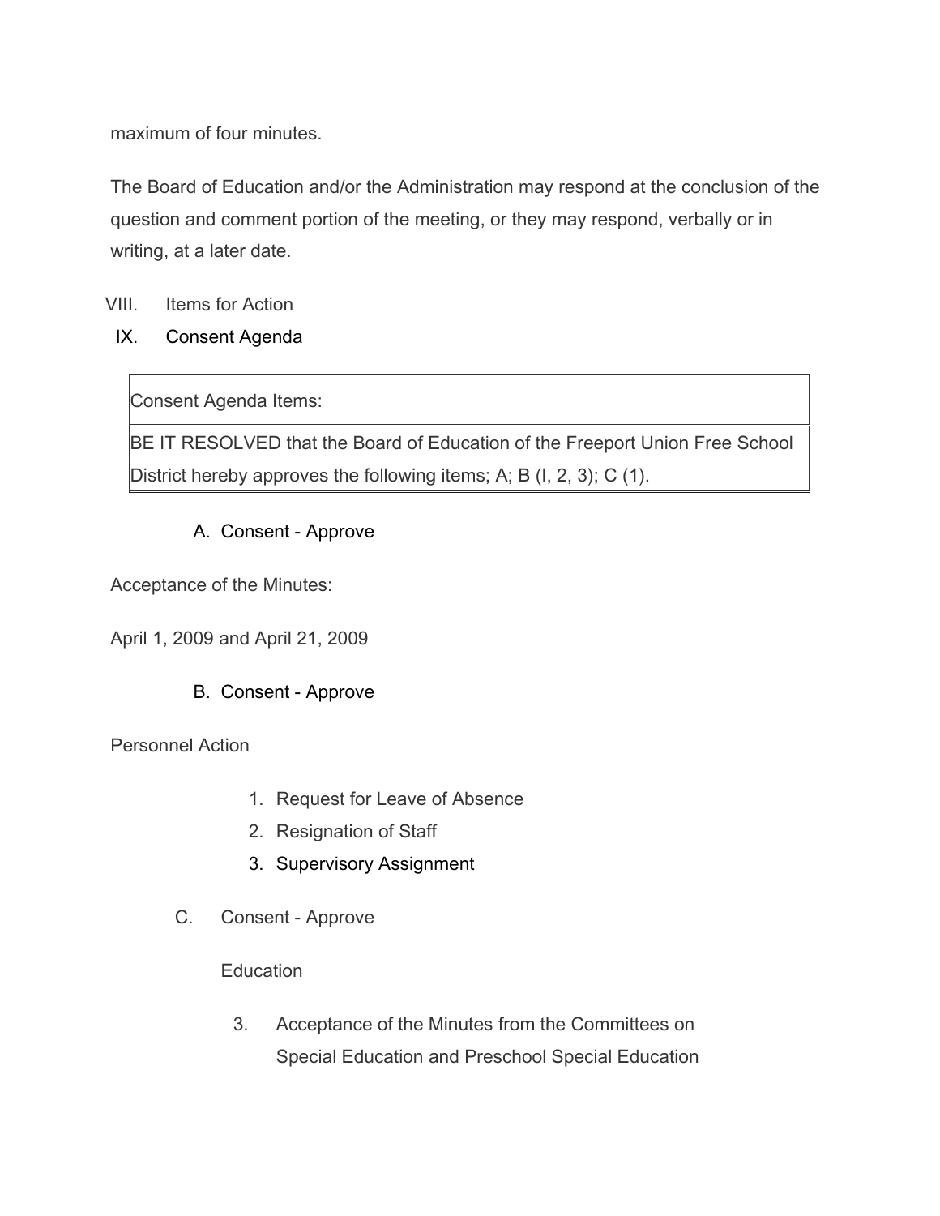maximum of four minutes.

The Board of Education and/or the Administration may respond at the conclusion of the question and comment portion of the meeting, or they may respond, verbally or in writing, at a later date.

VIII. Items for Action

IX. Consent Agenda

| Consent Agenda Items: |
| --- |
| BE IT RESOLVED that the Board of Education of the Freeport Union Free School District hereby approves the following items; A; B (I, 2, 3); C (1). |

A. Consent - Approve

Acceptance of the Minutes:

April 1, 2009 and April 21, 2009

B. Consent - Approve

Personnel Action

1. Request for Leave of Absence
2. Resignation of Staff
3. Supervisory Assignment

C. Consent - Approve

Education

3. Acceptance of the Minutes from the Committees on Special Education and Preschool Special Education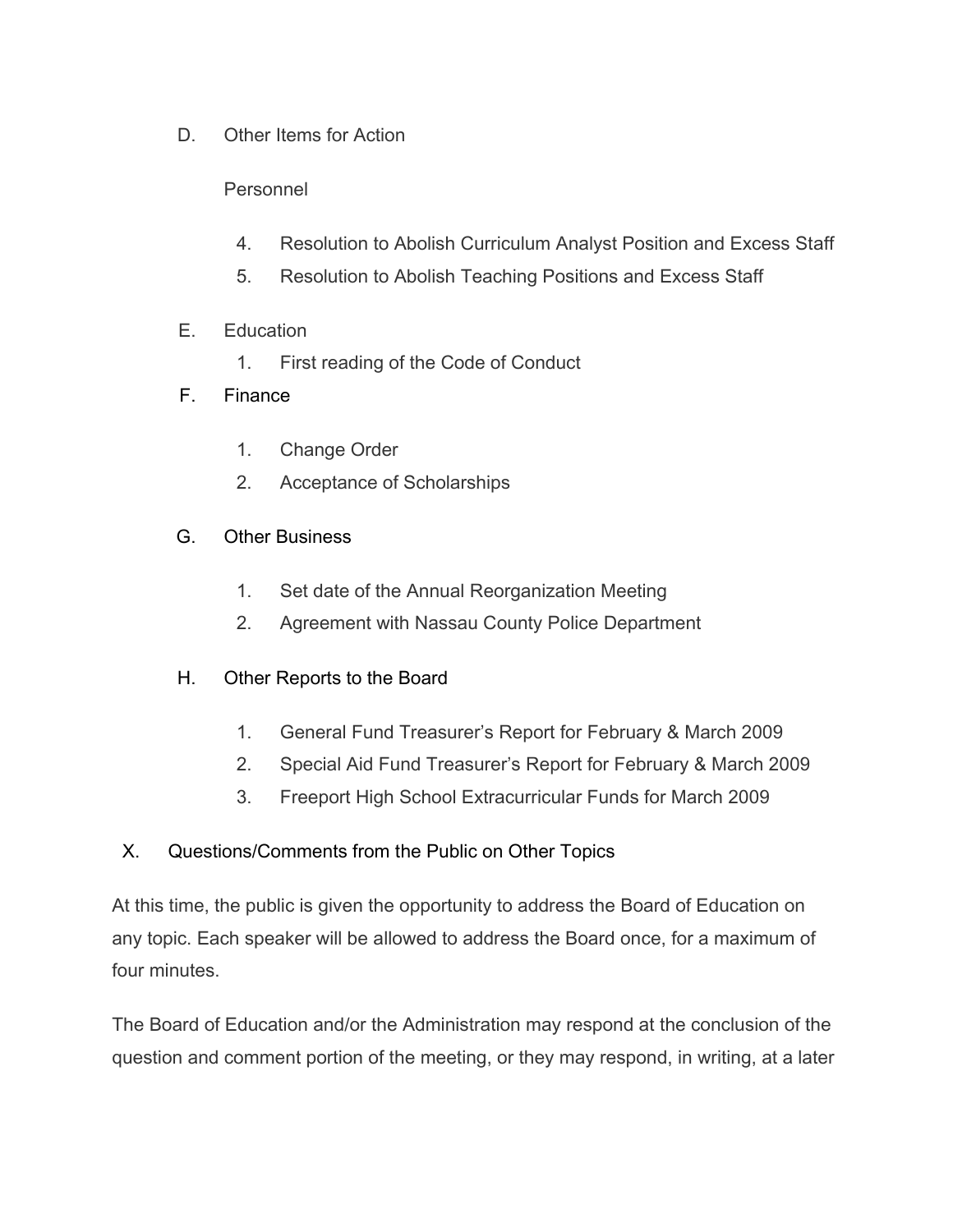D. Other Items for Action

Personnel

4. Resolution to Abolish Curriculum Analyst Position and Excess Staff
5. Resolution to Abolish Teaching Positions and Excess Staff

E. Education

1. First reading of the Code of Conduct

F. Finance

1. Change Order
2. Acceptance of Scholarships

G. Other Business

1. Set date of the Annual Reorganization Meeting
2. Agreement with Nassau County Police Department

H. Other Reports to the Board

1. General Fund Treasurer's Report for February & March 2009
2. Special Aid Fund Treasurer's Report for February & March 2009
3. Freeport High School Extracurricular Funds for March 2009

X. Questions/Comments from the Public on Other Topics

At this time, the public is given the opportunity to address the Board of Education on any topic. Each speaker will be allowed to address the Board once, for a maximum of four minutes.

The Board of Education and/or the Administration may respond at the conclusion of the question and comment portion of the meeting, or they may respond, in writing, at a later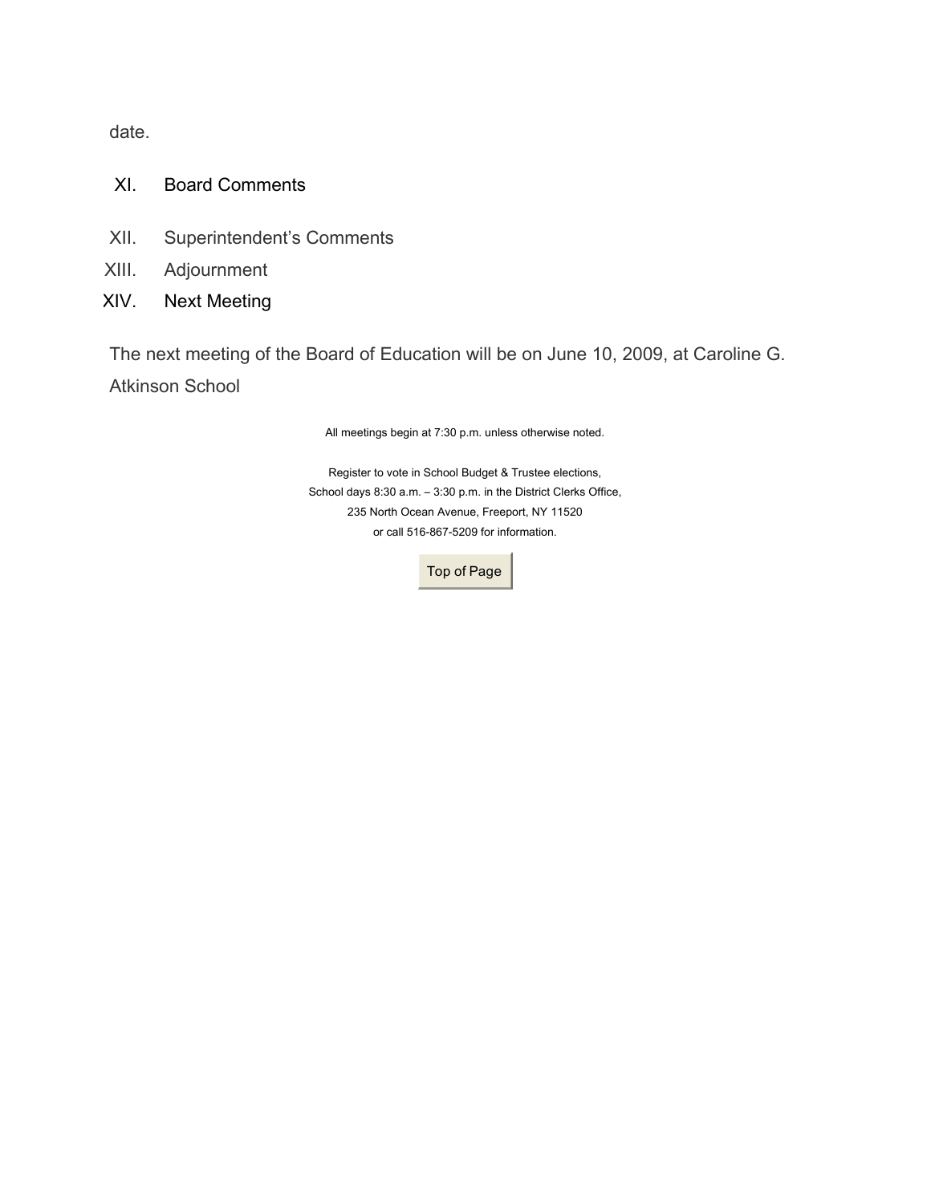date.

XI. Board Comments

XII. Superintendent's Comments

XIII. Adjournment

XIV. Next Meeting

The next meeting of the Board of Education will be on June 10, 2009, at Caroline G. Atkinson School

All meetings begin at 7:30 p.m. unless otherwise noted.

Register to vote in School Budget & Trustee elections,
School days 8:30 a.m. – 3:30 p.m. in the District Clerks Office,
235 North Ocean Avenue, Freeport, NY 11520
or call 516-867-5209 for information.

Top of Page